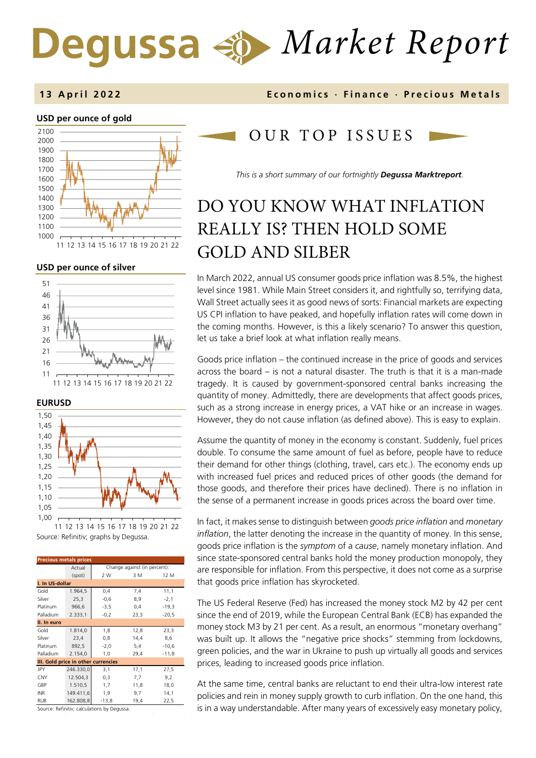# Degussa Market Report

**13 April 2022** — **Economics · Finance · Precious Metals**

**USD per ounce of gold**

**USD per ounce of silver**

**EURUSD**

Source: Refinitiv; graphs by Degussa.

| Precious metals prices | Actual (spot) | Change against (in percent): 2 W | 3 M | 12 M |
|---|---|---|---|---|
| **I. In US-dollar** | | | | |
| Gold | 1.964,5 | 0,4 | 7,4 | 11,1 |
| Silver | 25,3 | -0,6 | 8,9 | -2,1 |
| Platinum | 966,6 | -3,5 | 0,4 | -19,3 |
| Palladium | 2.333,1 | -0,2 | 23,3 | -20,5 |
| **II. In euro** | | | | |
| Gold | 1.814,0 | 1,8 | 12,8 | 23,3 |
| Silver | 23,4 | 0,8 | 14,4 | 8,6 |
| Platinum | 892,5 | -2,0 | 5,4 | -10,6 |
| Palladium | 2.154,0 | 1,0 | 29,4 | -11,8 |
| **III. Gold price in other currencies** | | | | |
| JPY | 246.330,0 | 3,1 | 17,1 | 27,5 |
| CNY | 12.504,3 | 0,3 | 7,7 | 9,2 |
| GBP | 1.510,5 | 1,7 | 11,8 | 18,0 |
| INR | 149.411,6 | 1,9 | 9,7 | 14,1 |
| RUB | 162.808,8 | -13,8 | 19,4 | 22,5 |

Source: Refinitiv; calculations by Degussa.

## OUR TOP ISSUES

*This is a short summary of our fortnightly **Degussa Marktreport**.*

# DO YOU KNOW WHAT INFLATION REALLY IS? THEN HOLD SOME GOLD AND SILBER

In March 2022, annual US consumer goods price inflation was 8.5%, the highest level since 1981. While Main Street considers it, and rightfully so, terrifying data, Wall Street actually sees it as good news of sorts: Financial markets are expecting US CPI inflation to have peaked, and hopefully inflation rates will come down in the coming months. However, is this a likely scenario? To answer this question, let us take a brief look at what inflation really means.

Goods price inflation – the continued increase in the price of goods and services across the board – is not a natural disaster. The truth is that it is a man-made tragedy. It is caused by government-sponsored central banks increasing the quantity of money. Admittedly, there are developments that affect goods prices, such as a strong increase in energy prices, a VAT hike or an increase in wages. However, they do not cause inflation (as defined above). This is easy to explain.

Assume the quantity of money in the economy is constant. Suddenly, fuel prices double. To consume the same amount of fuel as before, people have to reduce their demand for other things (clothing, travel, cars etc.). The economy ends up with increased fuel prices and reduced prices of other goods (the demand for those goods, and therefore their prices have declined). There is no inflation in the sense of a permanent increase in goods prices across the board over time.

In fact, it makes sense to distinguish between *goods price inflation* and *monetary inflation*, the latter denoting the increase in the quantity of money. In this sense, goods price inflation is the *symptom* of a *cause*, namely monetary inflation. And since state-sponsored central banks hold the money production monopoly, they are responsible for inflation. From this perspective, it does not come as a surprise that goods price inflation has skyrocketed.

The US Federal Reserve (Fed) has increased the money stock M2 by 42 per cent since the end of 2019, while the European Central Bank (ECB) has expanded the money stock M3 by 21 per cent. As a result, an enormous "monetary overhang" was built up. It allows the "negative price shocks" stemming from lockdowns, green policies, and the war in Ukraine to push up virtually all goods and services prices, leading to increased goods price inflation.

At the same time, central banks are reluctant to end their ultra-low interest rate policies and rein in money supply growth to curb inflation. On the one hand, this is in a way understandable. After many years of excessively easy monetary policy,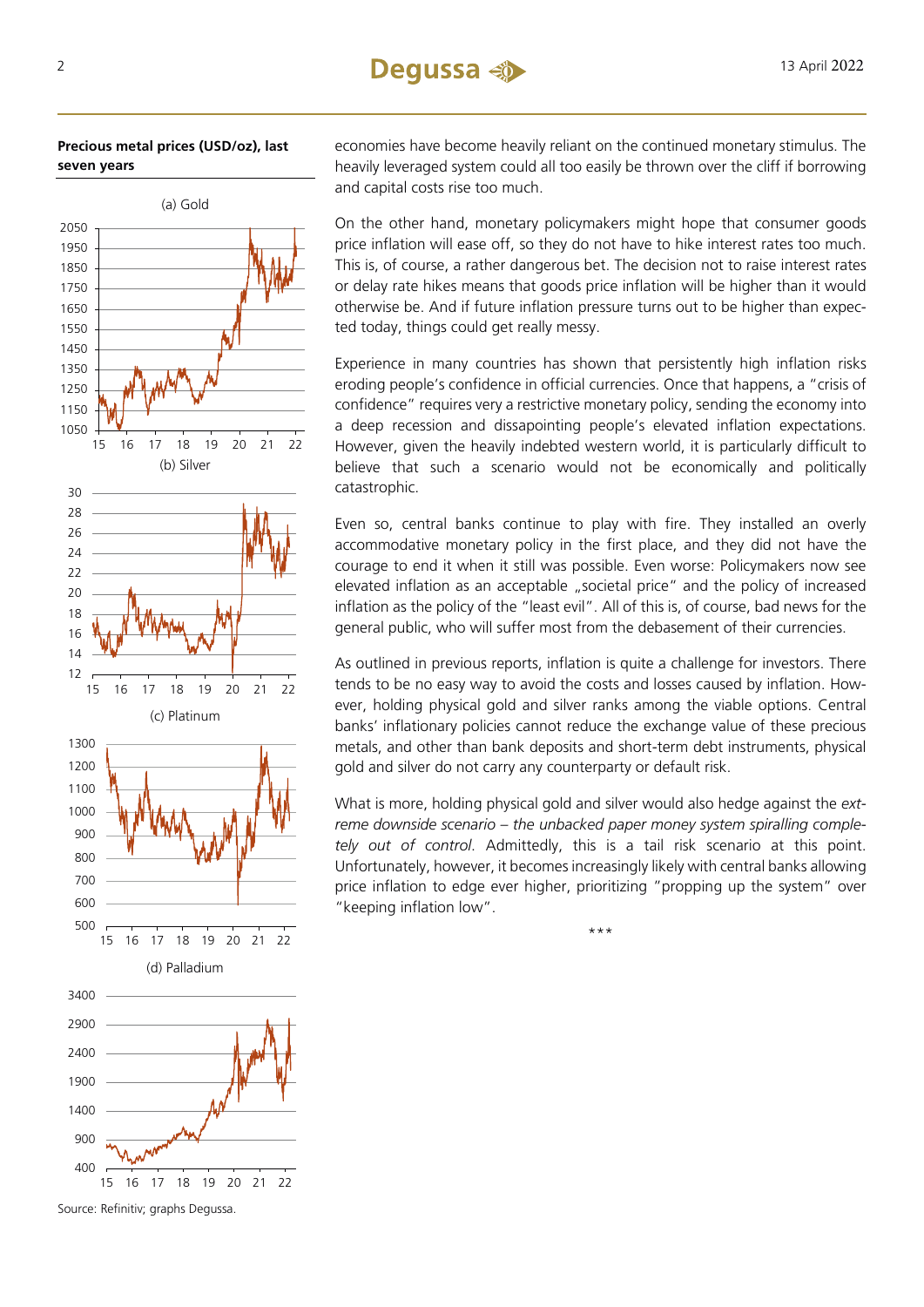**Precious metal prices (USD/oz), last seven years**

(a) Gold

(b) Silver

(c) Platinum

(d) Palladium

Source: Refinitiv; graphs Degussa.

economies have become heavily reliant on the continued monetary stimulus. The heavily leveraged system could all too easily be thrown over the cliff if borrowing and capital costs rise too much.

On the other hand, monetary policymakers might hope that consumer goods price inflation will ease off, so they do not have to hike interest rates too much. This is, of course, a rather dangerous bet. The decision not to raise interest rates or delay rate hikes means that goods price inflation will be higher than it would otherwise be. And if future inflation pressure turns out to be higher than expected today, things could get really messy.

Experience in many countries has shown that persistently high inflation risks eroding people's confidence in official currencies. Once that happens, a "crisis of confidence" requires very a restrictive monetary policy, sending the economy into a deep recession and dissapointing people's elevated inflation expectations. However, given the heavily indebted western world, it is particularly difficult to believe that such a scenario would not be economically and politically catastrophic.

Even so, central banks continue to play with fire. They installed an overly accommodative monetary policy in the first place, and they did not have the courage to end it when it still was possible. Even worse: Policymakers now see elevated inflation as an acceptable „societal price" and the policy of increased inflation as the policy of the "least evil". All of this is, of course, bad news for the general public, who will suffer most from the debasement of their currencies.

As outlined in previous reports, inflation is quite a challenge for investors. There tends to be no easy way to avoid the costs and losses caused by inflation. However, holding physical gold and silver ranks among the viable options. Central banks' inflationary policies cannot reduce the exchange value of these precious metals, and other than bank deposits and short-term debt instruments, physical gold and silver do not carry any counterparty or default risk.

What is more, holding physical gold and silver would also hedge against the *extreme downside scenario – the unbacked paper money system spiralling completely out of control*. Admittedly, this is a tail risk scenario at this point. Unfortunately, however, it becomes increasingly likely with central banks allowing price inflation to edge ever higher, prioritizing "propping up the system" over "keeping inflation low".

\*\*\*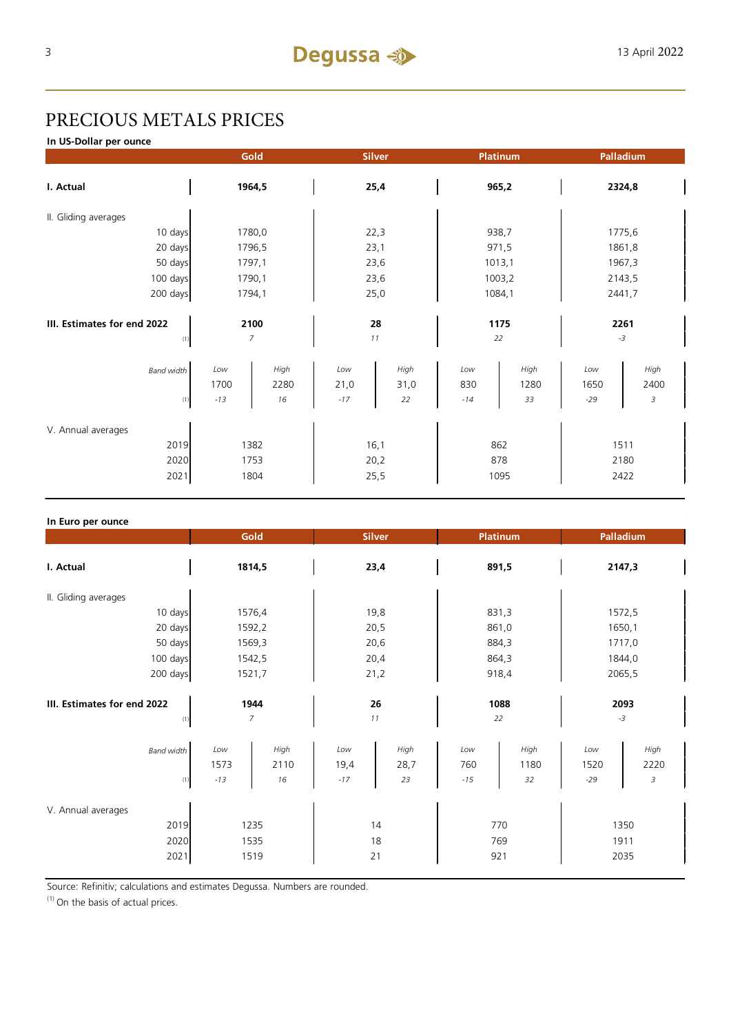# PRECIOUS METALS PRICES

**In US-Dollar per ounce**

| | Gold | | Silver | | Platinum | | Palladium | |
|---|---|---|---|---|---|---|---|---|
| **I. Actual** | **1964,5** | | **25,4** | | **965,2** | | **2324,8** | |
| II. Gliding averages | | | | | | | | |
| 10 days | 1780,0 | | 22,3 | | 938,7 | | 1775,6 | |
| 20 days | 1796,5 | | 23,1 | | 971,5 | | 1861,8 | |
| 50 days | 1797,1 | | 23,6 | | 1013,1 | | 1967,3 | |
| 100 days | 1790,1 | | 23,6 | | 1003,2 | | 2143,5 | |
| 200 days | 1794,1 | | 25,0 | | 1084,1 | | 2441,7 | |
| **III. Estimates for end 2022** | **2100** | | **28** | | **1175** | | **2261** | |
| (1) | *7* | | *11* | | *22* | | *-3* | |
| *Band width* | *Low* | *High* | *Low* | *High* | *Low* | *High* | *Low* | *High* |
| | 1700 | 2280 | 21,0 | 31,0 | 830 | 1280 | 1650 | 2400 |
| (1) | *-13* | *16* | *-17* | *22* | *-14* | *33* | *-29* | *3* |
| V. Annual averages | | | | | | | | |
| 2019 | 1382 | | 16,1 | | 862 | | 1511 | |
| 2020 | 1753 | | 20,2 | | 878 | | 2180 | |
| 2021 | 1804 | | 25,5 | | 1095 | | 2422 | |

**In Euro per ounce**

| | Gold | | Silver | | Platinum | | Palladium | |
|---|---|---|---|---|---|---|---|---|
| **I. Actual** | **1814,5** | | **23,4** | | **891,5** | | **2147,3** | |
| II. Gliding averages | | | | | | | | |
| 10 days | 1576,4 | | 19,8 | | 831,3 | | 1572,5 | |
| 20 days | 1592,2 | | 20,5 | | 861,0 | | 1650,1 | |
| 50 days | 1569,3 | | 20,6 | | 884,3 | | 1717,0 | |
| 100 days | 1542,5 | | 20,4 | | 864,3 | | 1844,0 | |
| 200 days | 1521,7 | | 21,2 | | 918,4 | | 2065,5 | |
| **III. Estimates for end 2022** | **1944** | | **26** | | **1088** | | **2093** | |
| (1) | *7* | | *11* | | *22* | | *-3* | |
| *Band width* | *Low* | *High* | *Low* | *High* | *Low* | *High* | *Low* | *High* |
| | 1573 | 2110 | 19,4 | 28,7 | 760 | 1180 | 1520 | 2220 |
| (1) | *-13* | *16* | *-17* | *23* | *-15* | *32* | *-29* | *3* |
| V. Annual averages | | | | | | | | |
| 2019 | 1235 | | 14 | | 770 | | 1350 | |
| 2020 | 1535 | | 18 | | 769 | | 1911 | |
| 2021 | 1519 | | 21 | | 921 | | 2035 | |

Source: Refinitiv; calculations and estimates Degussa. Numbers are rounded.

(1) On the basis of actual prices.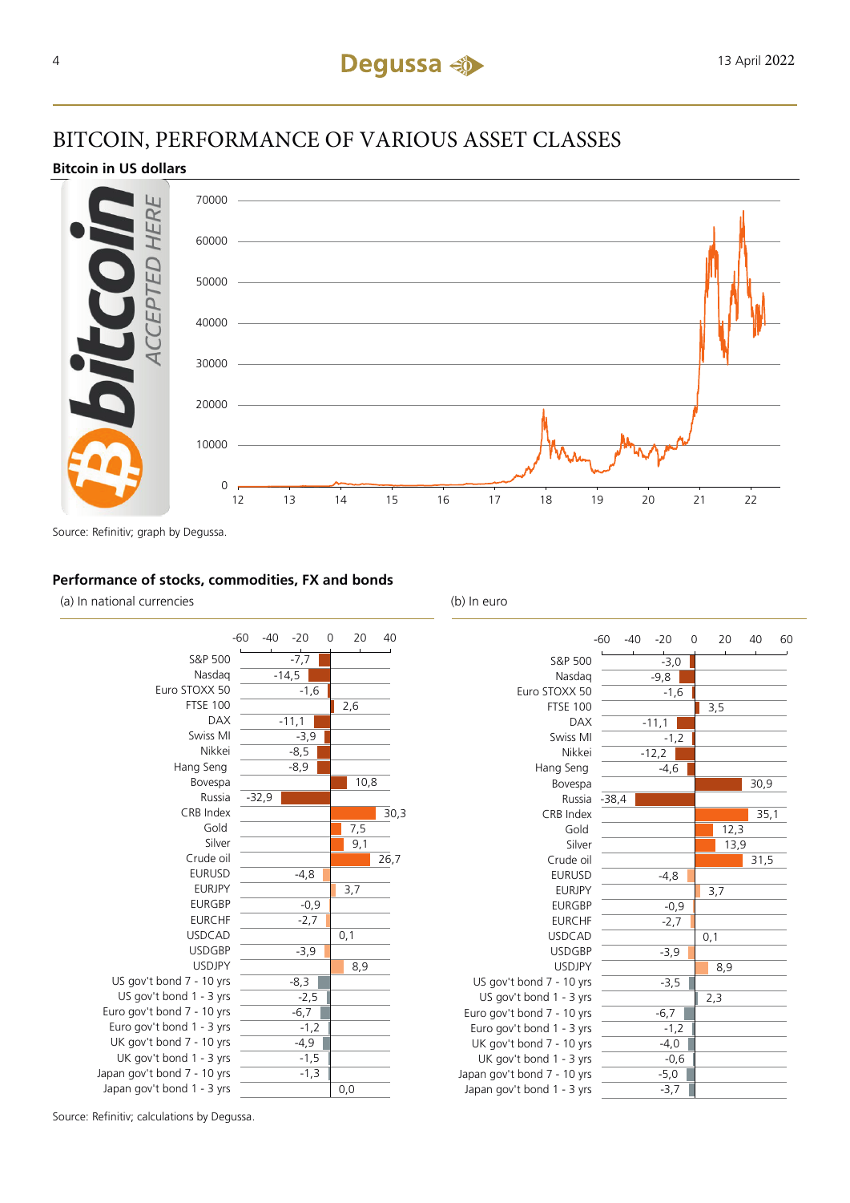# BITCOIN, PERFORMANCE OF VARIOUS ASSET CLASSES

**Bitcoin in US dollars**

Source: Refinitiv; graph by Degussa.

**Performance of stocks, commodities, FX and bonds**

| | (a) In national currencies | (b) In euro |
|---|---|---|
| S&P 500 | -7,7 | -3,0 |
| Nasdaq | -14,5 | -9,8 |
| Euro STOXX 50 | -1,6 | -1,6 |
| FTSE 100 | 2,6 | 3,5 |
| DAX | -11,1 | -11,1 |
| Swiss MI | -3,9 | -1,2 |
| Nikkei | -8,5 | -12,2 |
| Hang Seng | -8,9 | -4,6 |
| Bovespa | 10,8 | 30,9 |
| Russia | -32,9 | -38,4 |
| CRB Index | 30,3 | 35,1 |
| Gold | 7,5 | 12,3 |
| Silver | 9,1 | 13,9 |
| Crude oil | 26,7 | 31,5 |
| EURUSD | -4,8 | -4,8 |
| EURJPY | 3,7 | 3,7 |
| EURGBP | -0,9 | -0,9 |
| EURCHF | -2,7 | -2,7 |
| USDCAD | 0,1 | 0,1 |
| USDGBP | -3,9 | -3,9 |
| USDJPY | 8,9 | 8,9 |
| US gov't bond 7 - 10 yrs | -8,3 | -3,5 |
| US gov't bond 1 - 3 yrs | -2,5 | 2,3 |
| Euro gov't bond 7 - 10 yrs | -6,7 | -6,7 |
| Euro gov't bond 1 - 3 yrs | -1,2 | -1,2 |
| UK gov't bond 7 - 10 yrs | -4,9 | -4,0 |
| UK gov't bond 1 - 3 yrs | -1,5 | -0,6 |
| Japan gov't bond 7 - 10 yrs | -1,3 | -5,0 |
| Japan gov't bond 1 - 3 yrs | 0,0 | -3,7 |

Source: Refinitiv; calculations by Degussa.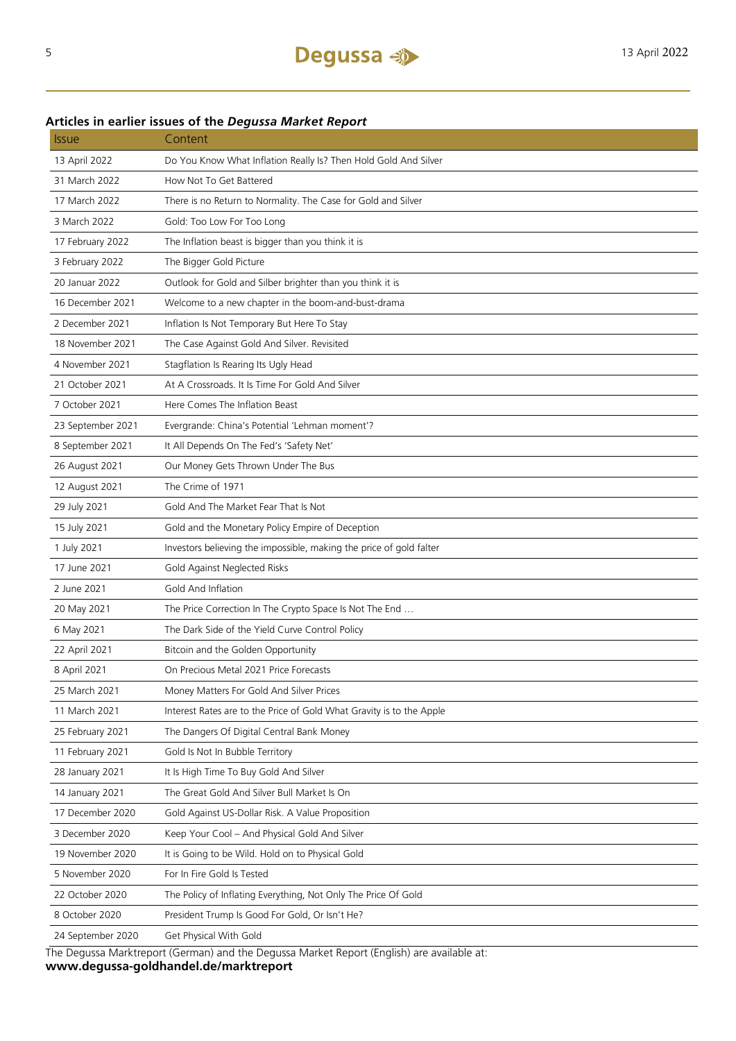### Articles in earlier issues of the *Degussa Market Report*

| Issue | Content |
|---|---|
| 13 April 2022 | Do You Know What Inflation Really Is? Then Hold Gold And Silver |
| 31 March 2022 | How Not To Get Battered |
| 17 March 2022 | There is no Return to Normality. The Case for Gold and Silver |
| 3 March 2022 | Gold: Too Low For Too Long |
| 17 February 2022 | The Inflation beast is bigger than you think it is |
| 3 February 2022 | The Bigger Gold Picture |
| 20 Januar 2022 | Outlook for Gold and Silber brighter than you think it is |
| 16 December 2021 | Welcome to a new chapter in the boom-and-bust-drama |
| 2 December 2021 | Inflation Is Not Temporary But Here To Stay |
| 18 November 2021 | The Case Against Gold And Silver. Revisited |
| 4 November 2021 | Stagflation Is Rearing Its Ugly Head |
| 21 October 2021 | At A Crossroads. It Is Time For Gold And Silver |
| 7 October 2021 | Here Comes The Inflation Beast |
| 23 September 2021 | Evergrande: China's Potential 'Lehman moment'? |
| 8 September 2021 | It All Depends On The Fed's 'Safety Net' |
| 26 August 2021 | Our Money Gets Thrown Under The Bus |
| 12 August 2021 | The Crime of 1971 |
| 29 July 2021 | Gold And The Market Fear That Is Not |
| 15 July 2021 | Gold and the Monetary Policy Empire of Deception |
| 1 July 2021 | Investors believing the impossible, making the price of gold falter |
| 17 June 2021 | Gold Against Neglected Risks |
| 2 June 2021 | Gold And Inflation |
| 20 May 2021 | The Price Correction In The Crypto Space Is Not The End … |
| 6 May 2021 | The Dark Side of the Yield Curve Control Policy |
| 22 April 2021 | Bitcoin and the Golden Opportunity |
| 8 April 2021 | On Precious Metal 2021 Price Forecasts |
| 25 March 2021 | Money Matters For Gold And Silver Prices |
| 11 March 2021 | Interest Rates are to the Price of Gold What Gravity is to the Apple |
| 25 February 2021 | The Dangers Of Digital Central Bank Money |
| 11 February 2021 | Gold Is Not In Bubble Territory |
| 28 January 2021 | It Is High Time To Buy Gold And Silver |
| 14 January 2021 | The Great Gold And Silver Bull Market Is On |
| 17 December 2020 | Gold Against US-Dollar Risk. A Value Proposition |
| 3 December 2020 | Keep Your Cool – And Physical Gold And Silver |
| 19 November 2020 | It is Going to be Wild. Hold on to Physical Gold |
| 5 November 2020 | For In Fire Gold Is Tested |
| 22 October 2020 | The Policy of Inflating Everything, Not Only The Price Of Gold |
| 8 October 2020 | President Trump Is Good For Gold, Or Isn't He? |
| 24 September 2020 | Get Physical With Gold |

The Degussa Marktreport (German) and the Degussa Market Report (English) are available at:
**www.degussa-goldhandel.de/marktreport**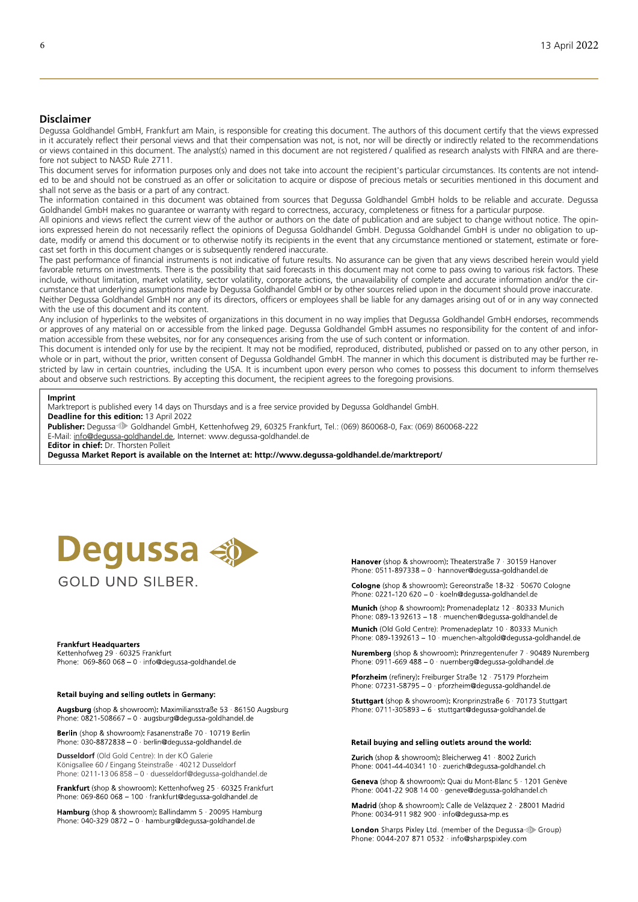## Disclaimer

Degussa Goldhandel GmbH, Frankfurt am Main, is responsible for creating this document. The authors of this document certify that the views expressed in it accurately reflect their personal views and that their compensation was not, is not, nor will be directly or indirectly related to the recommendations or views contained in this document. The analyst(s) named in this document are not registered / qualified as research analysts with FINRA and are therefore not subject to NASD Rule 2711.

This document serves for information purposes only and does not take into account the recipient's particular circumstances. Its contents are not intended to be and should not be construed as an offer or solicitation to acquire or dispose of precious metals or securities mentioned in this document and shall not serve as the basis or a part of any contract.

The information contained in this document was obtained from sources that Degussa Goldhandel GmbH holds to be reliable and accurate. Degussa Goldhandel GmbH makes no guarantee or warranty with regard to correctness, accuracy, completeness or fitness for a particular purpose.

All opinions and views reflect the current view of the author or authors on the date of publication and are subject to change without notice. The opinions expressed herein do not necessarily reflect the opinions of Degussa Goldhandel GmbH. Degussa Goldhandel GmbH is under no obligation to update, modify or amend this document or to otherwise notify its recipients in the event that any circumstance mentioned or statement, estimate or forecast set forth in this document changes or is subsequently rendered inaccurate.

The past performance of financial instruments is not indicative of future results. No assurance can be given that any views described herein would yield favorable returns on investments. There is the possibility that said forecasts in this document may not come to pass owing to various risk factors. These include, without limitation, market volatility, sector volatility, corporate actions, the unavailability of complete and accurate information and/or the circumstance that underlying assumptions made by Degussa Goldhandel GmbH or by other sources relied upon in the document should prove inaccurate.

Neither Degussa Goldhandel GmbH nor any of its directors, officers or employees shall be liable for any damages arising out of or in any way connected with the use of this document and its content.

Any inclusion of hyperlinks to the websites of organizations in this document in no way implies that Degussa Goldhandel GmbH endorses, recommends or approves of any material on or accessible from the linked page. Degussa Goldhandel GmbH assumes no responsibility for the content of and information accessible from these websites, nor for any consequences arising from the use of such content or information.

This document is intended only for use by the recipient. It may not be modified, reproduced, distributed, published or passed on to any other person, in whole or in part, without the prior, written consent of Degussa Goldhandel GmbH. The manner in which this document is distributed may be further restricted by law in certain countries, including the USA. It is incumbent upon every person who comes to possess this document to inform themselves about and observe such restrictions. By accepting this document, the recipient agrees to the foregoing provisions.

**Imprint**

Marktreport is published every 14 days on Thursdays and is a free service provided by Degussa Goldhandel GmbH.
**Deadline for this edition:** 13 April 2022
**Publisher:** Degussa Goldhandel GmbH, Kettenhofweg 29, 60325 Frankfurt, Tel.: (069) 860068-0, Fax: (069) 860068-222
E-Mail: info@degussa-goldhandel.de, Internet: www.degussa-goldhandel.de
**Editor in chief:** Dr. Thorsten Polleit
**Degussa Market Report is available on the Internet at: http://www.degussa-goldhandel.de/marktreport/**

Degussa
GOLD UND SILBER.

**Frankfurt Headquarters**
Kettenhofweg 29 · 60325 Frankfurt
Phone: 069-860 068 – 0 · info@degussa-goldhandel.de

**Retail buying and selling outlets in Germany:**

**Augsburg** (shop & showroom): Maximiliansstraße 53 · 86150 Augsburg
Phone: 0821-508667 – 0 · augsburg@degussa-goldhandel.de

**Berlin** (shop & showroom): Fasanenstraße 70 · 10719 Berlin
Phone: 030-8872838 – 0 · berlin@degussa-goldhandel.de

**Dusseldorf** (Old Gold Centre): In der KÖ Galerie
Königsallee 60 / Eingang Steinstraße · 40212 Dusseldorf
Phone: 0211-13 06 858 – 0 · duesseldorf@degussa-goldhandel.de

**Frankfurt** (shop & showroom): Kettenhofweg 25 · 60325 Frankfurt
Phone: 069-860 068 – 100 · frankfurt@degussa-goldhandel.de

**Hamburg** (shop & showroom): Ballindamm 5 · 20095 Hamburg
Phone: 040-329 0872 – 0 · hamburg@degussa-goldhandel.de

**Hanover** (shop & showroom): Theaterstraße 7 · 30159 Hanover
Phone: 0511-897338 – 0 · hannover@degussa-goldhandel.de

**Cologne** (shop & showroom): Gereonstraße 18-32 · 50670 Cologne
Phone: 0221-120 620 – 0 · koeln@degussa-goldhandel.de

**Munich** (shop & showroom): Promenadeplatz 12 · 80333 Munich
Phone: 089-13 92613 – 18 · muenchen@degussa-goldhandel.de

**Munich** (Old Gold Centre): Promenadeplatz 10 · 80333 Munich
Phone: 089-1392613 – 10 · muenchen-altgold@degussa-goldhandel.de

**Nuremberg** (shop & showroom): Prinzregentenufer 7 · 90489 Nuremberg
Phone: 0911-669 488 – 0 · nuernberg@degussa-goldhandel.de

**Pforzheim** (refinery): Freiburger Straße 12 · 75179 Pforzheim
Phone: 07231-58795 – 0 · pforzheim@degussa-goldhandel.de

**Stuttgart** (shop & showroom): Kronprinzstraße 6 · 70173 Stuttgart
Phone: 0711-305893 – 6 · stuttgart@degussa-goldhandel.de

**Retail buying and selling outlets around the world:**

**Zurich** (shop & showroom): Bleicherweg 41 · 8002 Zurich
Phone: 0041-44-40341 10 · zuerich@degussa-goldhandel.ch

**Geneva** (shop & showroom): Quai du Mont-Blanc 5 · 1201 Genève
Phone: 0041-22 908 14 00 · geneve@degussa-goldhandel.ch

**Madrid** (shop & showroom): Calle de Velázquez 2 · 28001 Madrid
Phone: 0034-911 982 900 · info@degussa-mp.es

**London** Sharps Pixley Ltd. (member of the Degussa Group)
Phone: 0044-207 871 0532 · info@sharpspixley.com